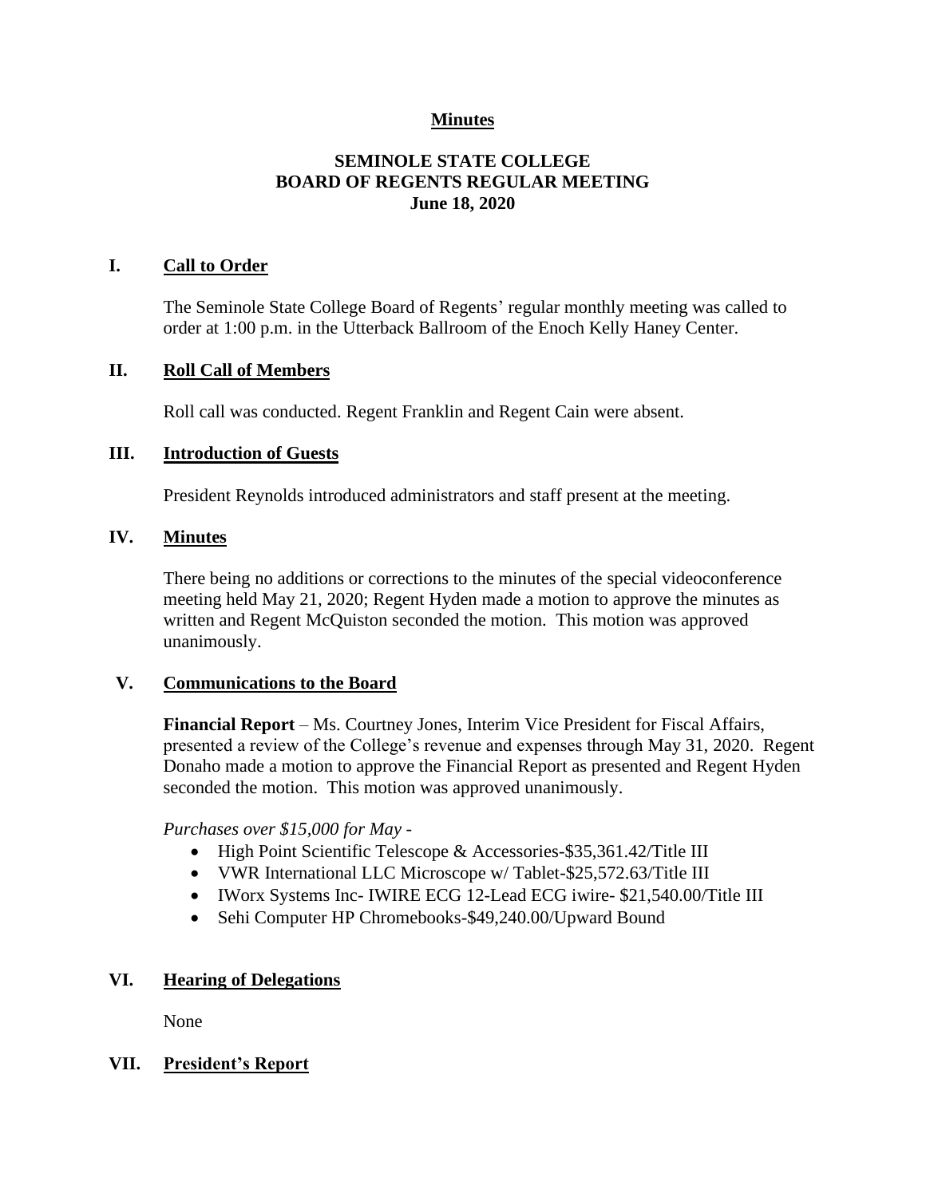**Minutes**

# SEMINOLE STATE COLLEGE
# BOARD OF REGENTS REGULAR MEETING
## June 18, 2020

## I. Call to Order

The Seminole State College Board of Regents' regular monthly meeting was called to order at 1:00 p.m. in the Utterback Ballroom of the Enoch Kelly Haney Center.

## II. Roll Call of Members

Roll call was conducted. Regent Franklin and Regent Cain were absent.

## III. Introduction of Guests

President Reynolds introduced administrators and staff present at the meeting.

## IV. Minutes

There being no additions or corrections to the minutes of the special videoconference meeting held May 21, 2020; Regent Hyden made a motion to approve the minutes as written and Regent McQuiston seconded the motion. This motion was approved unanimously.

## V. Communications to the Board

**Financial Report** – Ms. Courtney Jones, Interim Vice President for Fiscal Affairs, presented a review of the College's revenue and expenses through May 31, 2020. Regent Donaho made a motion to approve the Financial Report as presented and Regent Hyden seconded the motion. This motion was approved unanimously.

*Purchases over $15,000 for May -*

- High Point Scientific Telescope & Accessories-$35,361.42/Title III
- VWR International LLC Microscope w/ Tablet-$25,572.63/Title III
- IWorx Systems Inc- IWIRE ECG 12-Lead ECG iwire- $21,540.00/Title III
- Sehi Computer HP Chromebooks-$49,240.00/Upward Bound

## VI. Hearing of Delegations

None

## VII. President's Report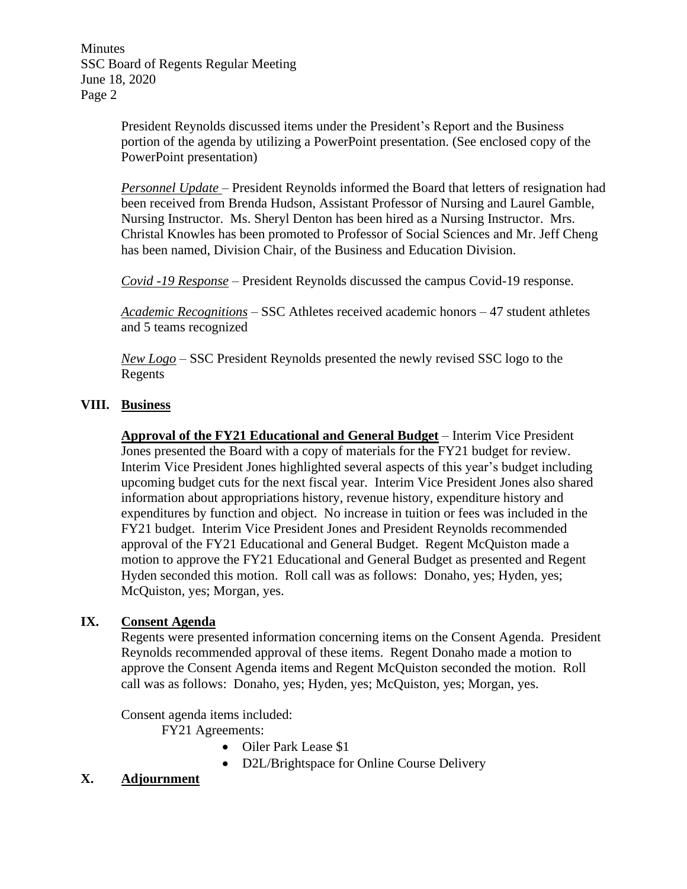President Reynolds discussed items under the President's Report and the Business portion of the agenda by utilizing a PowerPoint presentation. (See enclosed copy of the PowerPoint presentation)

*Personnel Update* – President Reynolds informed the Board that letters of resignation had been received from Brenda Hudson, Assistant Professor of Nursing and Laurel Gamble, Nursing Instructor. Ms. Sheryl Denton has been hired as a Nursing Instructor. Mrs. Christal Knowles has been promoted to Professor of Social Sciences and Mr. Jeff Cheng has been named, Division Chair, of the Business and Education Division.

*Covid -19 Response* – President Reynolds discussed the campus Covid-19 response.

*Academic Recognitions* – SSC Athletes received academic honors – 47 student athletes and 5 teams recognized

*New Logo* – SSC President Reynolds presented the newly revised SSC logo to the Regents

## VIII. Business

**Approval of the FY21 Educational and General Budget** – Interim Vice President Jones presented the Board with a copy of materials for the FY21 budget for review. Interim Vice President Jones highlighted several aspects of this year's budget including upcoming budget cuts for the next fiscal year. Interim Vice President Jones also shared information about appropriations history, revenue history, expenditure history and expenditures by function and object. No increase in tuition or fees was included in the FY21 budget. Interim Vice President Jones and President Reynolds recommended approval of the FY21 Educational and General Budget. Regent McQuiston made a motion to approve the FY21 Educational and General Budget as presented and Regent Hyden seconded this motion. Roll call was as follows: Donaho, yes; Hyden, yes; McQuiston, yes; Morgan, yes.

## IX. Consent Agenda

Regents were presented information concerning items on the Consent Agenda. President Reynolds recommended approval of these items. Regent Donaho made a motion to approve the Consent Agenda items and Regent McQuiston seconded the motion. Roll call was as follows: Donaho, yes; Hyden, yes; McQuiston, yes; Morgan, yes.

Consent agenda items included:

FY21 Agreements:

- Oiler Park Lease $1
- D2L/Brightspace for Online Course Delivery

## X. Adjournment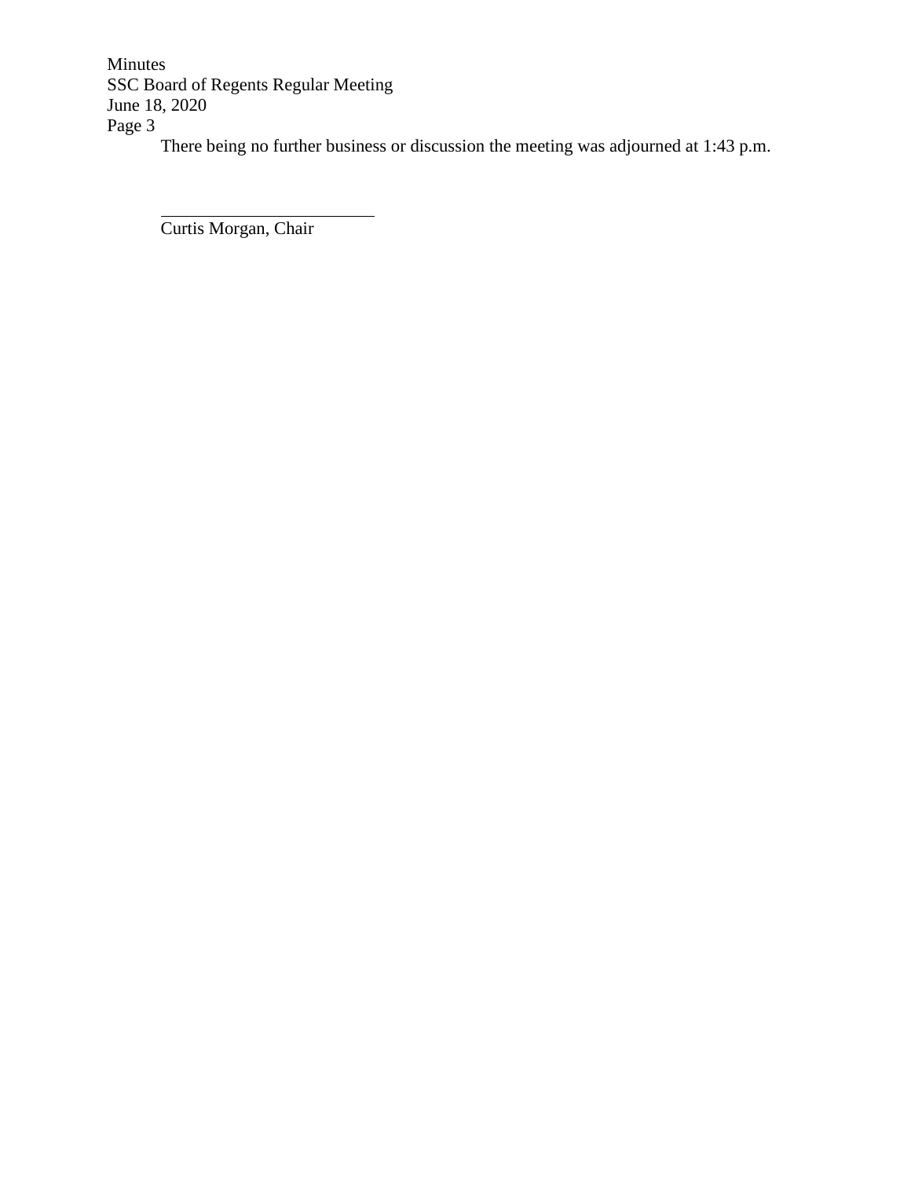There being no further business or discussion the meeting was adjourned at 1:43 p.m.

\_\_\_\_\_\_\_\_\_\_\_\_\_\_\_\_\_\_\_\_\_\_\_\_\_

Curtis Morgan, Chair